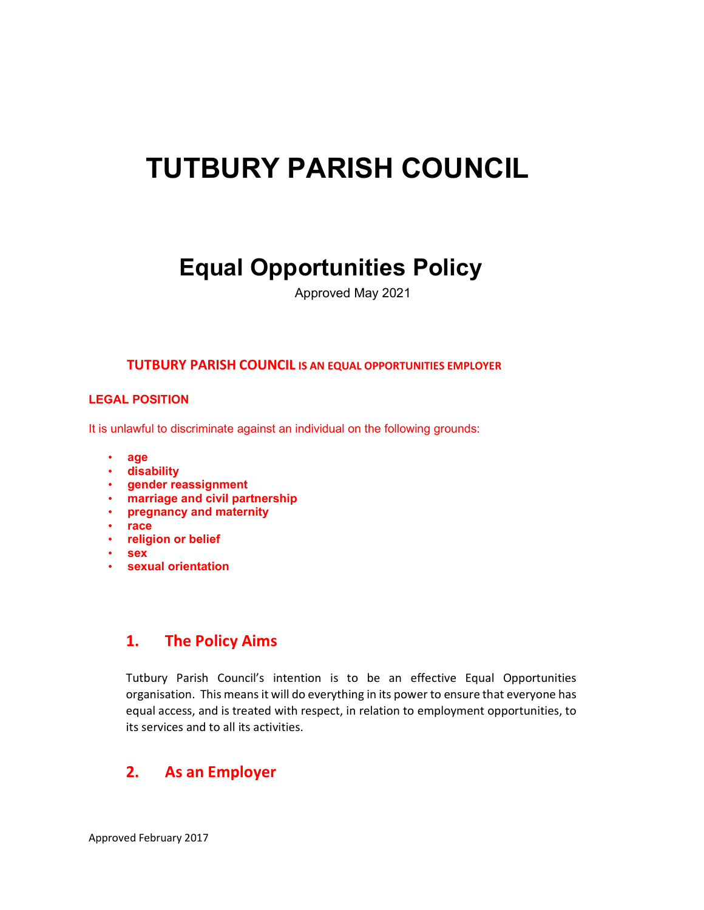# TUTBURY PARISH COUNCIL

## Equal Opportunities Policy

Approved May 2021

**TUTBURY PARISH COUNCIL IS AN EQUAL OPPORTUNITIES EMPLOYER**

**LEGAL POSITION**

It is unlawful to discriminate against an individual on the following grounds:

- **age**
- **disability**
- **gender reassignment**
- **marriage and civil partnership**
- **pregnancy and maternity**
- **race**
- **religion or belief**
- **sex**
- **sexual orientation**

## 1. The Policy Aims

Tutbury Parish Council's intention is to be an effective Equal Opportunities organisation. This means it will do everything in its power to ensure that everyone has equal access, and is treated with respect, in relation to employment opportunities, to its services and to all its activities.

## 2. As an Employer

Approved February 2017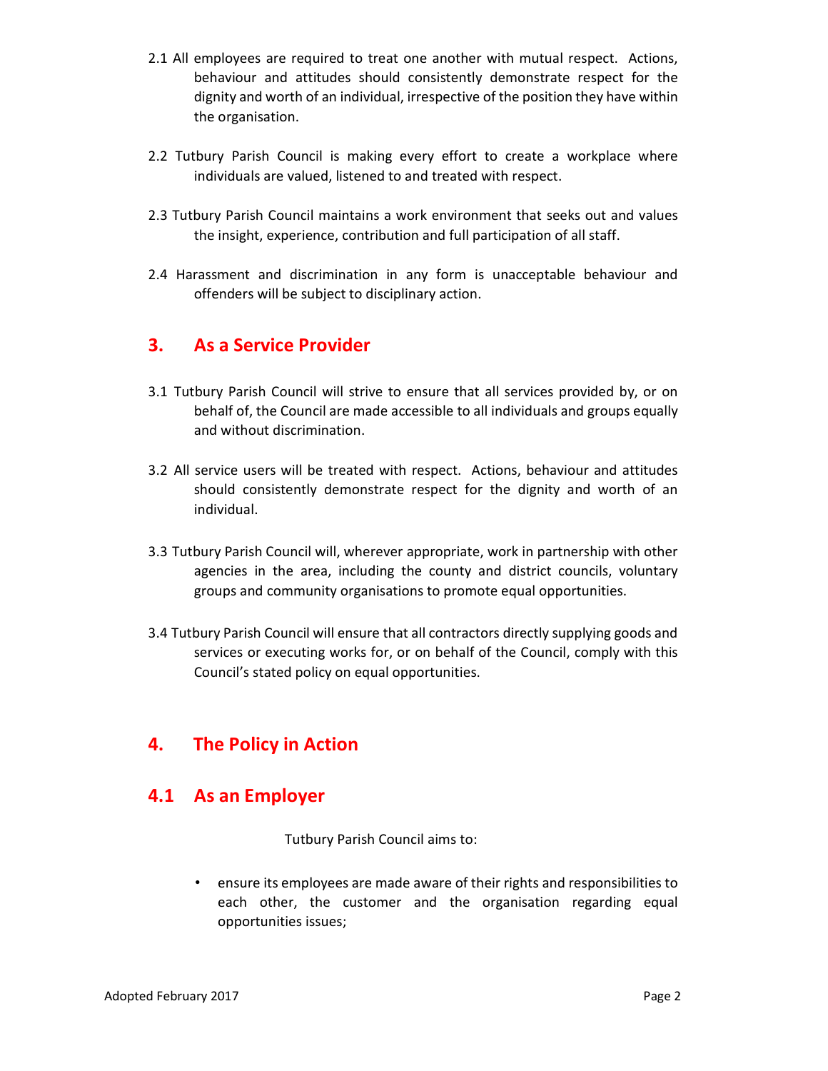2.1 All employees are required to treat one another with mutual respect. Actions, behaviour and attitudes should consistently demonstrate respect for the dignity and worth of an individual, irrespective of the position they have within the organisation.

2.2 Tutbury Parish Council is making every effort to create a workplace where individuals are valued, listened to and treated with respect.

2.3 Tutbury Parish Council maintains a work environment that seeks out and values the insight, experience, contribution and full participation of all staff.

2.4 Harassment and discrimination in any form is unacceptable behaviour and offenders will be subject to disciplinary action.

## 3. As a Service Provider

3.1 Tutbury Parish Council will strive to ensure that all services provided by, or on behalf of, the Council are made accessible to all individuals and groups equally and without discrimination.

3.2 All service users will be treated with respect. Actions, behaviour and attitudes should consistently demonstrate respect for the dignity and worth of an individual.

3.3 Tutbury Parish Council will, wherever appropriate, work in partnership with other agencies in the area, including the county and district councils, voluntary groups and community organisations to promote equal opportunities.

3.4 Tutbury Parish Council will ensure that all contractors directly supplying goods and services or executing works for, or on behalf of the Council, comply with this Council's stated policy on equal opportunities.

## 4. The Policy in Action

## 4.1 As an Employer

Tutbury Parish Council aims to:

- ensure its employees are made aware of their rights and responsibilities to each other, the customer and the organisation regarding equal opportunities issues;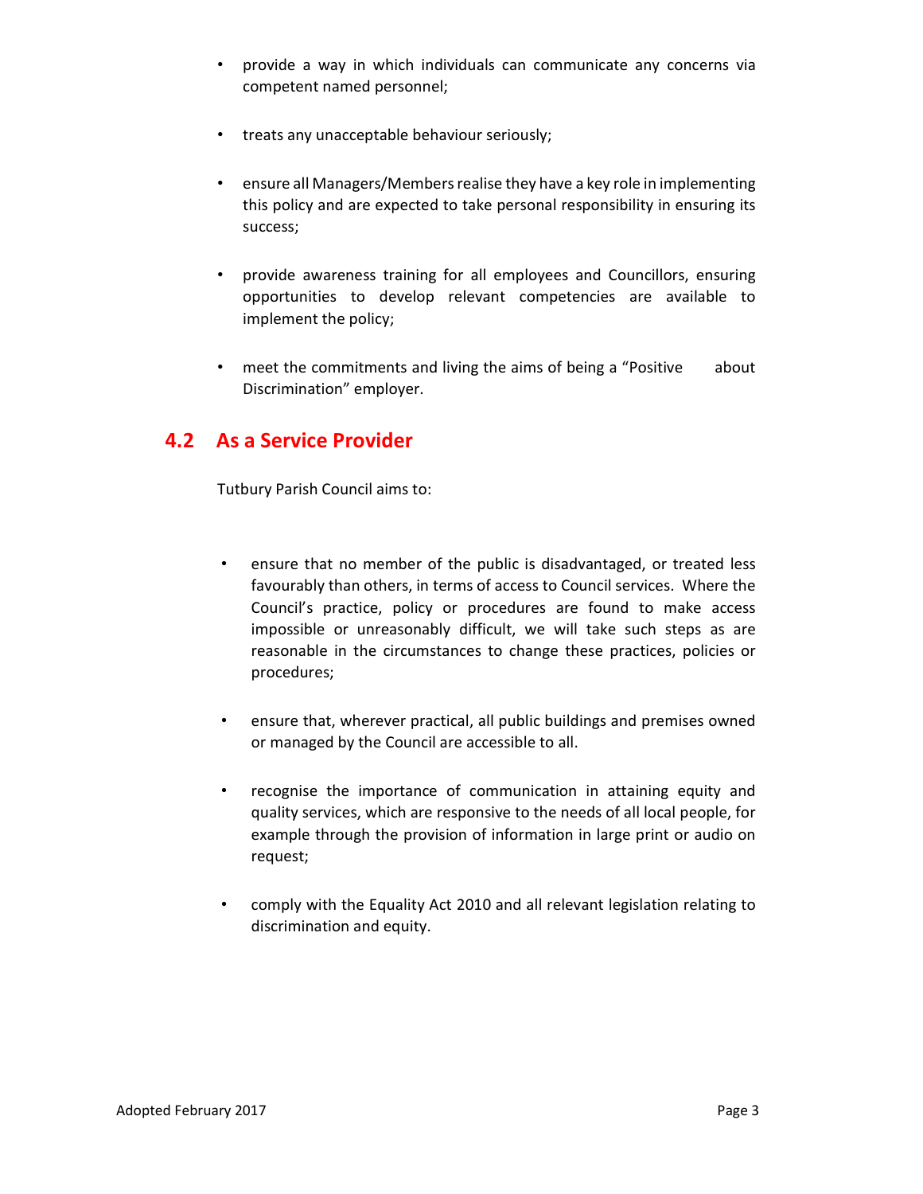- provide a way in which individuals can communicate any concerns via competent named personnel;

- treats any unacceptable behaviour seriously;

- ensure all Managers/Members realise they have a key role in implementing this policy and are expected to take personal responsibility in ensuring its success;

- provide awareness training for all employees and Councillors, ensuring opportunities to develop relevant competencies are available to implement the policy;

- meet the commitments and living the aims of being a “Positive about Discrimination” employer.

## 4.2 As a Service Provider

Tutbury Parish Council aims to:

- ensure that no member of the public is disadvantaged, or treated less favourably than others, in terms of access to Council services. Where the Council’s practice, policy or procedures are found to make access impossible or unreasonably difficult, we will take such steps as are reasonable in the circumstances to change these practices, policies or procedures;

- ensure that, wherever practical, all public buildings and premises owned or managed by the Council are accessible to all.

- recognise the importance of communication in attaining equity and quality services, which are responsive to the needs of all local people, for example through the provision of information in large print or audio on request;

- comply with the Equality Act 2010 and all relevant legislation relating to discrimination and equity.

Adopted February 2017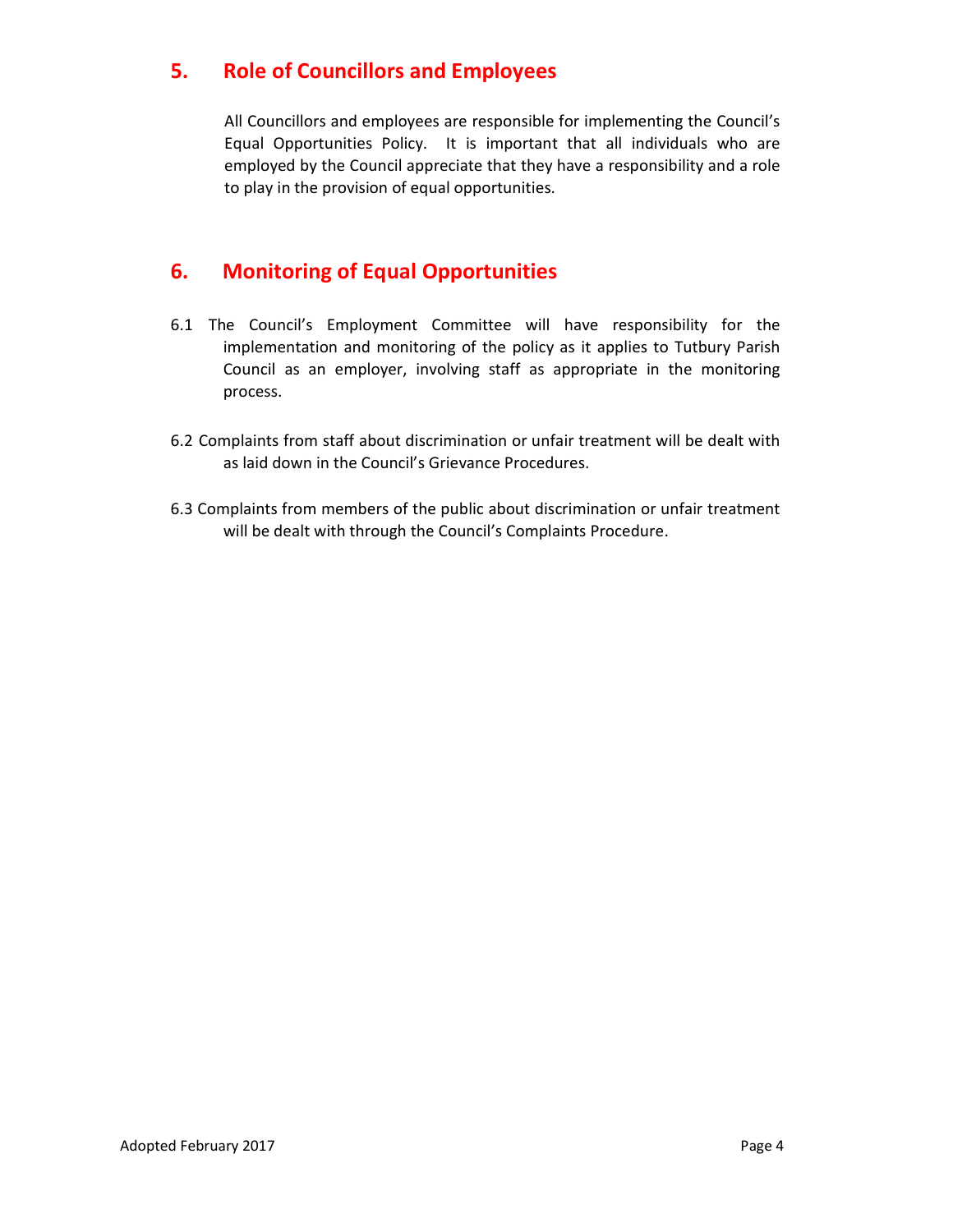## 5. Role of Councillors and Employees

All Councillors and employees are responsible for implementing the Council's Equal Opportunities Policy. It is important that all individuals who are employed by the Council appreciate that they have a responsibility and a role to play in the provision of equal opportunities.

## 6. Monitoring of Equal Opportunities

6.1 The Council's Employment Committee will have responsibility for the implementation and monitoring of the policy as it applies to Tutbury Parish Council as an employer, involving staff as appropriate in the monitoring process.

6.2 Complaints from staff about discrimination or unfair treatment will be dealt with as laid down in the Council's Grievance Procedures.

6.3 Complaints from members of the public about discrimination or unfair treatment will be dealt with through the Council's Complaints Procedure.

Adopted February 2017